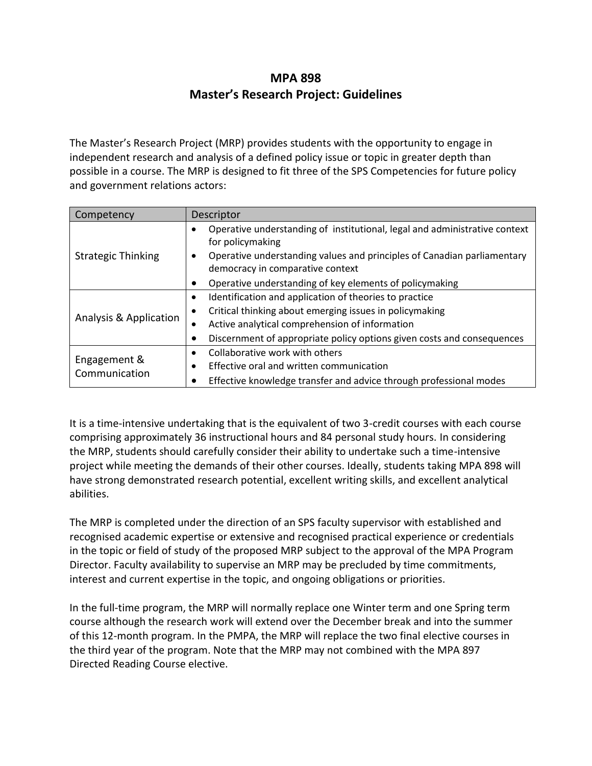# MPA 898
## Master's Research Project: Guidelines

The Master's Research Project (MRP) provides students with the opportunity to engage in independent research and analysis of a defined policy issue or topic in greater depth than possible in a course. The MRP is designed to fit three of the SPS Competencies for future policy and government relations actors:

| Competency | Descriptor |
|---|---|
| Strategic Thinking | • Operative understanding of institutional, legal and administrative context for policymaking<br>• Operative understanding values and principles of Canadian parliamentary democracy in comparative context<br>• Operative understanding of key elements of policymaking |
| Analysis & Application | • Identification and application of theories to practice<br>• Critical thinking about emerging issues in policymaking<br>• Active analytical comprehension of information<br>• Discernment of appropriate policy options given costs and consequences |
| Engagement & Communication | • Collaborative work with others<br>• Effective oral and written communication<br>• Effective knowledge transfer and advice through professional modes |

It is a time-intensive undertaking that is the equivalent of two 3-credit courses with each course comprising approximately 36 instructional hours and 84 personal study hours. In considering the MRP, students should carefully consider their ability to undertake such a time-intensive project while meeting the demands of their other courses. Ideally, students taking MPA 898 will have strong demonstrated research potential, excellent writing skills, and excellent analytical abilities.

The MRP is completed under the direction of an SPS faculty supervisor with established and recognised academic expertise or extensive and recognised practical experience or credentials in the topic or field of study of the proposed MRP subject to the approval of the MPA Program Director. Faculty availability to supervise an MRP may be precluded by time commitments, interest and current expertise in the topic, and ongoing obligations or priorities.

In the full-time program, the MRP will normally replace one Winter term and one Spring term course although the research work will extend over the December break and into the summer of this 12-month program. In the PMPA, the MRP will replace the two final elective courses in the third year of the program. Note that the MRP may not combined with the MPA 897 Directed Reading Course elective.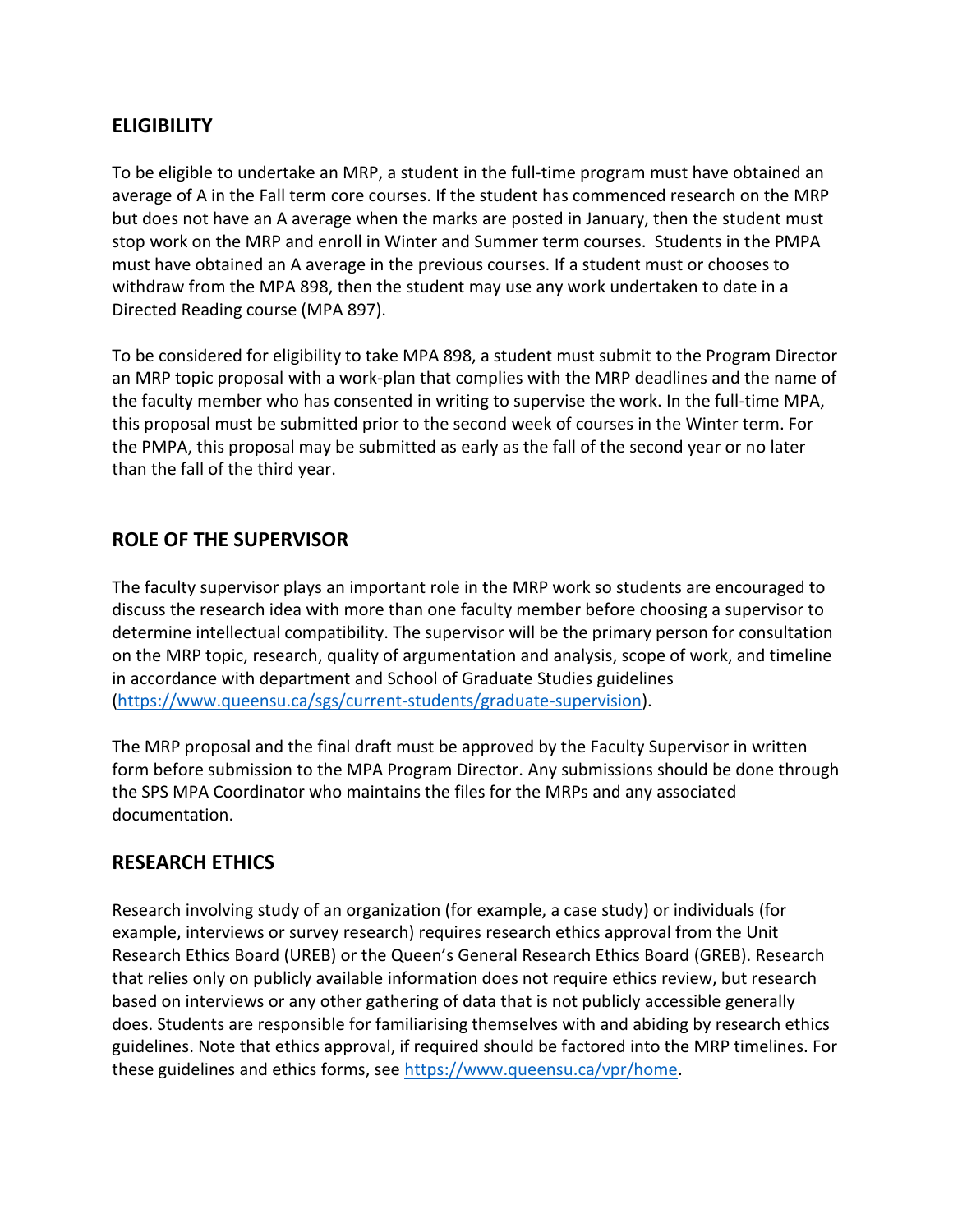## ELIGIBILITY

To be eligible to undertake an MRP, a student in the full-time program must have obtained an average of A in the Fall term core courses. If the student has commenced research on the MRP but does not have an A average when the marks are posted in January, then the student must stop work on the MRP and enroll in Winter and Summer term courses. Students in the PMPA must have obtained an A average in the previous courses. If a student must or chooses to withdraw from the MPA 898, then the student may use any work undertaken to date in a Directed Reading course (MPA 897).

To be considered for eligibility to take MPA 898, a student must submit to the Program Director an MRP topic proposal with a work-plan that complies with the MRP deadlines and the name of the faculty member who has consented in writing to supervise the work. In the full-time MPA, this proposal must be submitted prior to the second week of courses in the Winter term. For the PMPA, this proposal may be submitted as early as the fall of the second year or no later than the fall of the third year.

## ROLE OF THE SUPERVISOR

The faculty supervisor plays an important role in the MRP work so students are encouraged to discuss the research idea with more than one faculty member before choosing a supervisor to determine intellectual compatibility. The supervisor will be the primary person for consultation on the MRP topic, research, quality of argumentation and analysis, scope of work, and timeline in accordance with department and School of Graduate Studies guidelines (https://www.queensu.ca/sgs/current-students/graduate-supervision).

The MRP proposal and the final draft must be approved by the Faculty Supervisor in written form before submission to the MPA Program Director. Any submissions should be done through the SPS MPA Coordinator who maintains the files for the MRPs and any associated documentation.

## RESEARCH ETHICS

Research involving study of an organization (for example, a case study) or individuals (for example, interviews or survey research) requires research ethics approval from the Unit Research Ethics Board (UREB) or the Queen's General Research Ethics Board (GREB). Research that relies only on publicly available information does not require ethics review, but research based on interviews or any other gathering of data that is not publicly accessible generally does. Students are responsible for familiarising themselves with and abiding by research ethics guidelines. Note that ethics approval, if required should be factored into the MRP timelines. For these guidelines and ethics forms, see https://www.queensu.ca/vpr/home.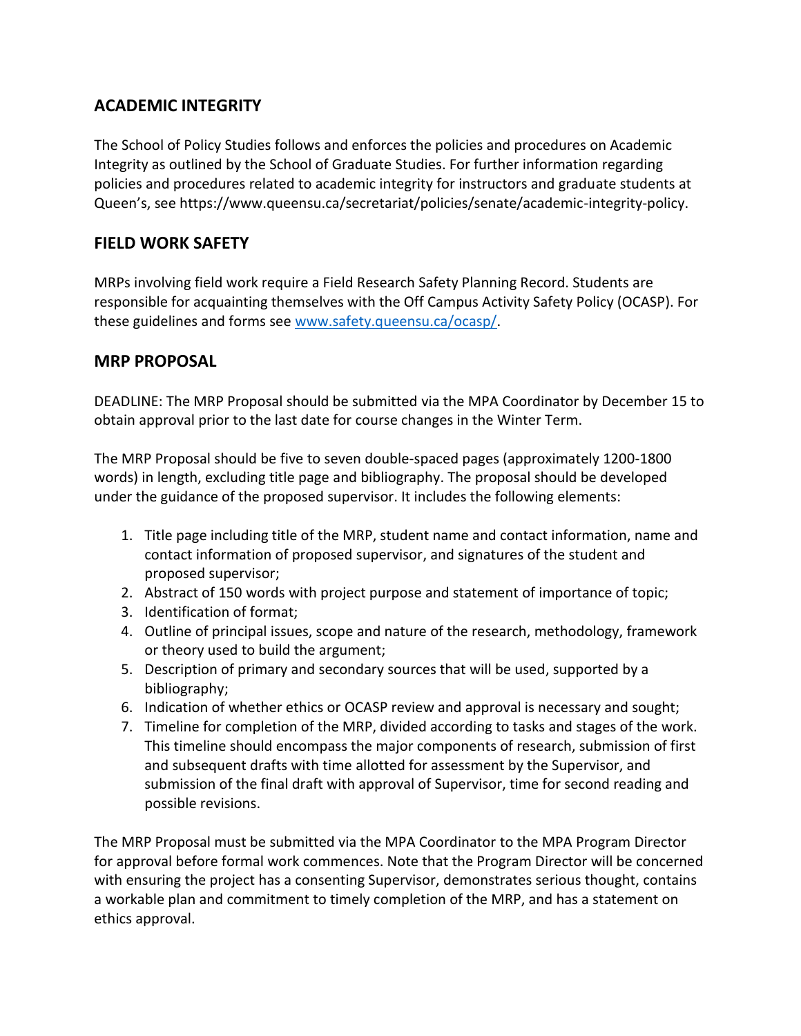## ACADEMIC INTEGRITY

The School of Policy Studies follows and enforces the policies and procedures on Academic Integrity as outlined by the School of Graduate Studies. For further information regarding policies and procedures related to academic integrity for instructors and graduate students at Queen's, see https://www.queensu.ca/secretariat/policies/senate/academic-integrity-policy.

## FIELD WORK SAFETY

MRPs involving field work require a Field Research Safety Planning Record. Students are responsible for acquainting themselves with the Off Campus Activity Safety Policy (OCASP). For these guidelines and forms see [www.safety.queensu.ca/ocasp/](www.safety.queensu.ca/ocasp/).

## MRP PROPOSAL

DEADLINE: The MRP Proposal should be submitted via the MPA Coordinator by December 15 to obtain approval prior to the last date for course changes in the Winter Term.

The MRP Proposal should be five to seven double-spaced pages (approximately 1200-1800 words) in length, excluding title page and bibliography. The proposal should be developed under the guidance of the proposed supervisor. It includes the following elements:

1. Title page including title of the MRP, student name and contact information, name and contact information of proposed supervisor, and signatures of the student and proposed supervisor;
2. Abstract of 150 words with project purpose and statement of importance of topic;
3. Identification of format;
4. Outline of principal issues, scope and nature of the research, methodology, framework or theory used to build the argument;
5. Description of primary and secondary sources that will be used, supported by a bibliography;
6. Indication of whether ethics or OCASP review and approval is necessary and sought;
7. Timeline for completion of the MRP, divided according to tasks and stages of the work. This timeline should encompass the major components of research, submission of first and subsequent drafts with time allotted for assessment by the Supervisor, and submission of the final draft with approval of Supervisor, time for second reading and possible revisions.

The MRP Proposal must be submitted via the MPA Coordinator to the MPA Program Director for approval before formal work commences. Note that the Program Director will be concerned with ensuring the project has a consenting Supervisor, demonstrates serious thought, contains a workable plan and commitment to timely completion of the MRP, and has a statement on ethics approval.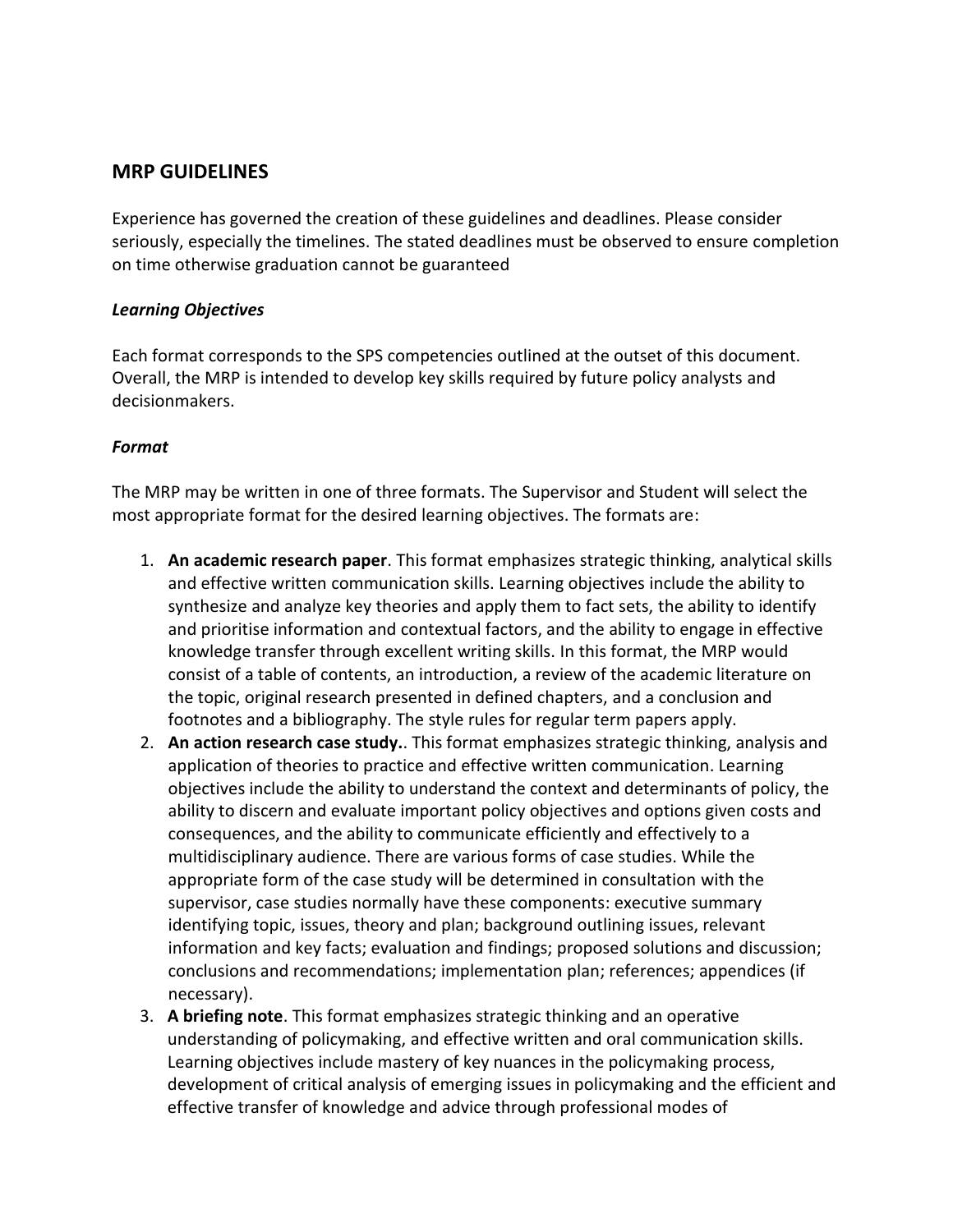## MRP GUIDELINES

Experience has governed the creation of these guidelines and deadlines. Please consider seriously, especially the timelines. The stated deadlines must be observed to ensure completion on time otherwise graduation cannot be guaranteed

### *Learning Objectives*

Each format corresponds to the SPS competencies outlined at the outset of this document. Overall, the MRP is intended to develop key skills required by future policy analysts and decisionmakers.

### *Format*

The MRP may be written in one of three formats. The Supervisor and Student will select the most appropriate format for the desired learning objectives. The formats are:

1. **An academic research paper**. This format emphasizes strategic thinking, analytical skills and effective written communication skills. Learning objectives include the ability to synthesize and analyze key theories and apply them to fact sets, the ability to identify and prioritise information and contextual factors, and the ability to engage in effective knowledge transfer through excellent writing skills. In this format, the MRP would consist of a table of contents, an introduction, a review of the academic literature on the topic, original research presented in defined chapters, and a conclusion and footnotes and a bibliography. The style rules for regular term papers apply.
2. **An action research case study.**. This format emphasizes strategic thinking, analysis and application of theories to practice and effective written communication. Learning objectives include the ability to understand the context and determinants of policy, the ability to discern and evaluate important policy objectives and options given costs and consequences, and the ability to communicate efficiently and effectively to a multidisciplinary audience. There are various forms of case studies. While the appropriate form of the case study will be determined in consultation with the supervisor, case studies normally have these components: executive summary identifying topic, issues, theory and plan; background outlining issues, relevant information and key facts; evaluation and findings; proposed solutions and discussion; conclusions and recommendations; implementation plan; references; appendices (if necessary).
3. **A briefing note**. This format emphasizes strategic thinking and an operative understanding of policymaking, and effective written and oral communication skills. Learning objectives include mastery of key nuances in the policymaking process, development of critical analysis of emerging issues in policymaking and the efficient and effective transfer of knowledge and advice through professional modes of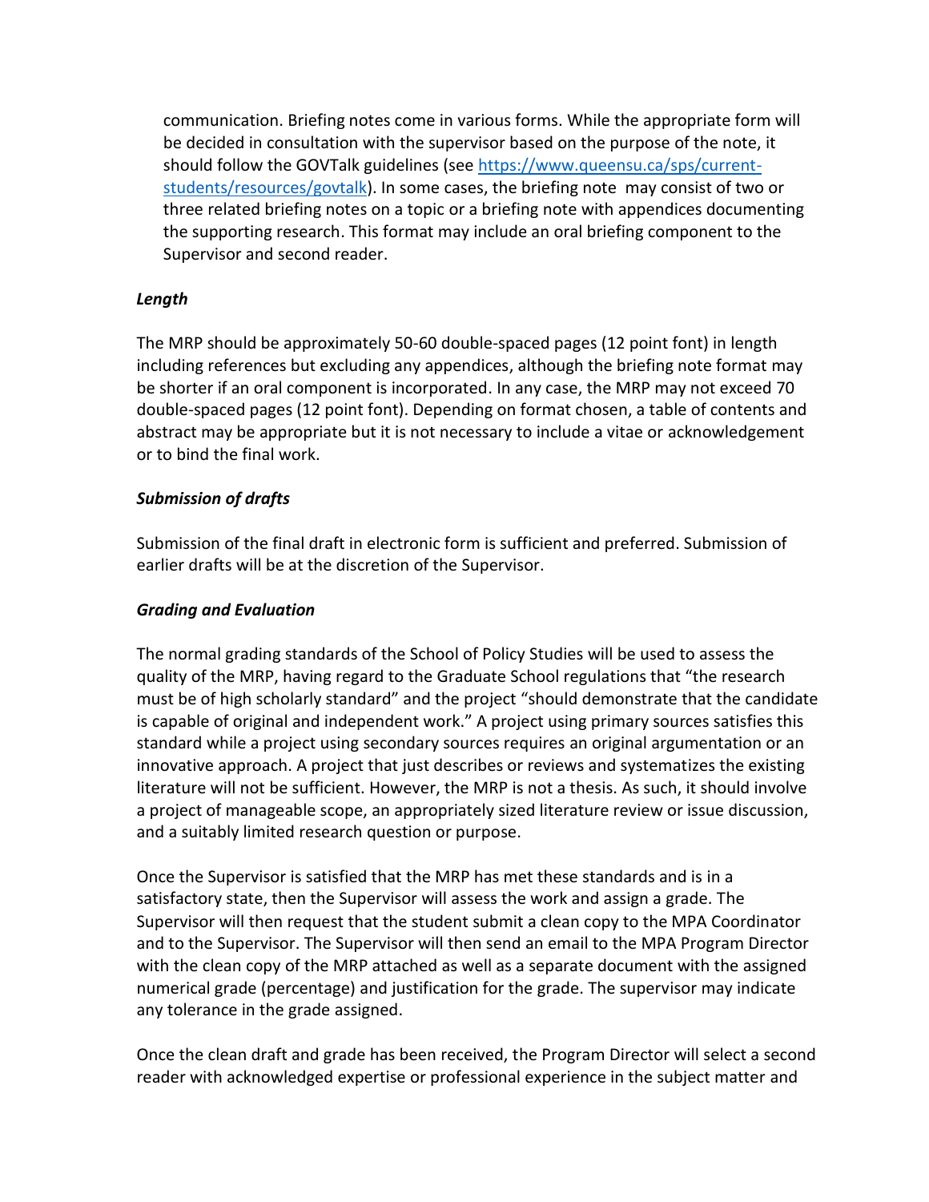communication. Briefing notes come in various forms. While the appropriate form will be decided in consultation with the supervisor based on the purpose of the note, it should follow the GOVTalk guidelines (see [https://www.queensu.ca/sps/current-students/resources/govtalk](https://www.queensu.ca/sps/current-students/resources/govtalk)). In some cases, the briefing note may consist of two or three related briefing notes on a topic or a briefing note with appendices documenting the supporting research. This format may include an oral briefing component to the Supervisor and second reader.

***Length***

The MRP should be approximately 50-60 double-spaced pages (12 point font) in length including references but excluding any appendices, although the briefing note format may be shorter if an oral component is incorporated. In any case, the MRP may not exceed 70 double-spaced pages (12 point font). Depending on format chosen, a table of contents and abstract may be appropriate but it is not necessary to include a vitae or acknowledgement or to bind the final work.

***Submission of drafts***

Submission of the final draft in electronic form is sufficient and preferred. Submission of earlier drafts will be at the discretion of the Supervisor.

***Grading and Evaluation***

The normal grading standards of the School of Policy Studies will be used to assess the quality of the MRP, having regard to the Graduate School regulations that "the research must be of high scholarly standard" and the project "should demonstrate that the candidate is capable of original and independent work." A project using primary sources satisfies this standard while a project using secondary sources requires an original argumentation or an innovative approach. A project that just describes or reviews and systematizes the existing literature will not be sufficient. However, the MRP is not a thesis. As such, it should involve a project of manageable scope, an appropriately sized literature review or issue discussion, and a suitably limited research question or purpose.

Once the Supervisor is satisfied that the MRP has met these standards and is in a satisfactory state, then the Supervisor will assess the work and assign a grade. The Supervisor will then request that the student submit a clean copy to the MPA Coordinator and to the Supervisor. The Supervisor will then send an email to the MPA Program Director with the clean copy of the MRP attached as well as a separate document with the assigned numerical grade (percentage) and justification for the grade. The supervisor may indicate any tolerance in the grade assigned.

Once the clean draft and grade has been received, the Program Director will select a second reader with acknowledged expertise or professional experience in the subject matter and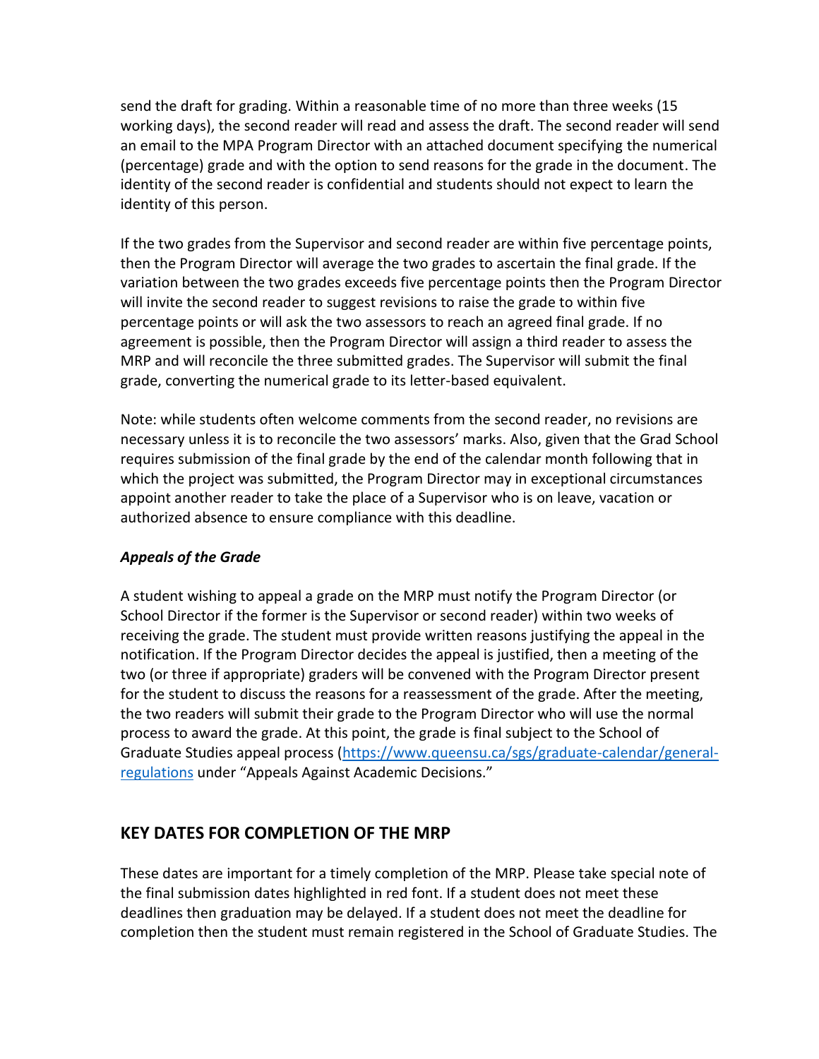send the draft for grading. Within a reasonable time of no more than three weeks (15 working days), the second reader will read and assess the draft. The second reader will send an email to the MPA Program Director with an attached document specifying the numerical (percentage) grade and with the option to send reasons for the grade in the document. The identity of the second reader is confidential and students should not expect to learn the identity of this person.

If the two grades from the Supervisor and second reader are within five percentage points, then the Program Director will average the two grades to ascertain the final grade. If the variation between the two grades exceeds five percentage points then the Program Director will invite the second reader to suggest revisions to raise the grade to within five percentage points or will ask the two assessors to reach an agreed final grade. If no agreement is possible, then the Program Director will assign a third reader to assess the MRP and will reconcile the three submitted grades. The Supervisor will submit the final grade, converting the numerical grade to its letter-based equivalent.

Note: while students often welcome comments from the second reader, no revisions are necessary unless it is to reconcile the two assessors' marks. Also, given that the Grad School requires submission of the final grade by the end of the calendar month following that in which the project was submitted, the Program Director may in exceptional circumstances appoint another reader to take the place of a Supervisor who is on leave, vacation or authorized absence to ensure compliance with this deadline.

***Appeals of the Grade***

A student wishing to appeal a grade on the MRP must notify the Program Director (or School Director if the former is the Supervisor or second reader) within two weeks of receiving the grade. The student must provide written reasons justifying the appeal in the notification. If the Program Director decides the appeal is justified, then a meeting of the two (or three if appropriate) graders will be convened with the Program Director present for the student to discuss the reasons for a reassessment of the grade. After the meeting, the two readers will submit their grade to the Program Director who will use the normal process to award the grade. At this point, the grade is final subject to the School of Graduate Studies appeal process ([https://www.queensu.ca/sgs/graduate-calendar/general-regulations](https://www.queensu.ca/sgs/graduate-calendar/general-regulations) under "Appeals Against Academic Decisions."

## KEY DATES FOR COMPLETION OF THE MRP

These dates are important for a timely completion of the MRP. Please take special note of the final submission dates highlighted in red font. If a student does not meet these deadlines then graduation may be delayed. If a student does not meet the deadline for completion then the student must remain registered in the School of Graduate Studies. The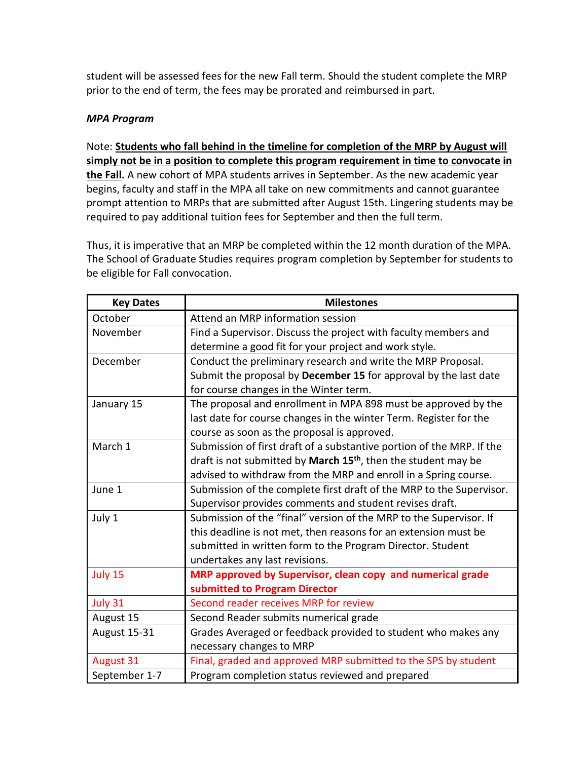student will be assessed fees for the new Fall term. Should the student complete the MRP prior to the end of term, the fees may be prorated and reimbursed in part.

***MPA Program***

Note: **Students who fall behind in the timeline for completion of the MRP by August will simply not be in a position to complete this program requirement in time to convocate in the Fall.** A new cohort of MPA students arrives in September. As the new academic year begins, faculty and staff in the MPA all take on new commitments and cannot guarantee prompt attention to MRPs that are submitted after August 15th. Lingering students may be required to pay additional tuition fees for September and then the full term.

Thus, it is imperative that an MRP be completed within the 12 month duration of the MPA. The School of Graduate Studies requires program completion by September for students to be eligible for Fall convocation.

| Key Dates | Milestones |
|---|---|
| October | Attend an MRP information session |
| November | Find a Supervisor. Discuss the project with faculty members and determine a good fit for your project and work style. |
| December | Conduct the preliminary research and write the MRP Proposal. Submit the proposal by **December 15** for approval by the last date for course changes in the Winter term. |
| January 15 | The proposal and enrollment in MPA 898 must be approved by the last date for course changes in the winter Term. Register for the course as soon as the proposal is approved. |
| March 1 | Submission of first draft of a substantive portion of the MRP. If the draft is not submitted by **March 15th**, then the student may be advised to withdraw from the MRP and enroll in a Spring course. |
| June 1 | Submission of the complete first draft of the MRP to the Supervisor. Supervisor provides comments and student revises draft. |
| July 1 | Submission of the "final" version of the MRP to the Supervisor. If this deadline is not met, then reasons for an extension must be submitted in written form to the Program Director. Student undertakes any last revisions. |
| July 15 | **MRP approved by Supervisor, clean copy and numerical grade submitted to Program Director** |
| July 31 | Second reader receives MRP for review |
| August 15 | Second Reader submits numerical grade |
| August 15-31 | Grades Averaged or feedback provided to student who makes any necessary changes to MRP |
| August 31 | Final, graded and approved MRP submitted to the SPS by student |
| September 1-7 | Program completion status reviewed and prepared |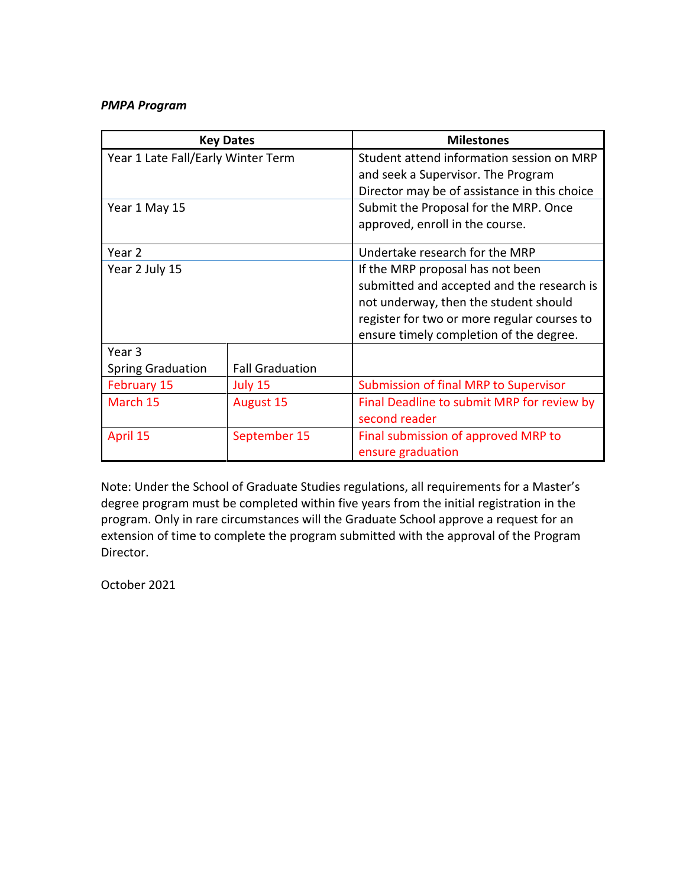***PMPA Program***

| Key Dates | | Milestones |
|---|---|---|
| Year 1 Late Fall/Early Winter Term | | Student attend information session on MRP and seek a Supervisor. The Program Director may be of assistance in this choice |
| Year 1 May 15 | | Submit the Proposal for the MRP. Once approved, enroll in the course. |
| Year 2 | | Undertake research for the MRP |
| Year 2 July 15 | | If the MRP proposal has not been submitted and accepted and the research is not underway, then the student should register for two or more regular courses to ensure timely completion of the degree. |
| Year 3<br>Spring Graduation | Fall Graduation | |
| February 15 | July 15 | Submission of final MRP to Supervisor |
| March 15 | August 15 | Final Deadline to submit MRP for review by second reader |
| April 15 | September 15 | Final submission of approved MRP to ensure graduation |

Note: Under the School of Graduate Studies regulations, all requirements for a Master's degree program must be completed within five years from the initial registration in the program. Only in rare circumstances will the Graduate School approve a request for an extension of time to complete the program submitted with the approval of the Program Director.

October 2021